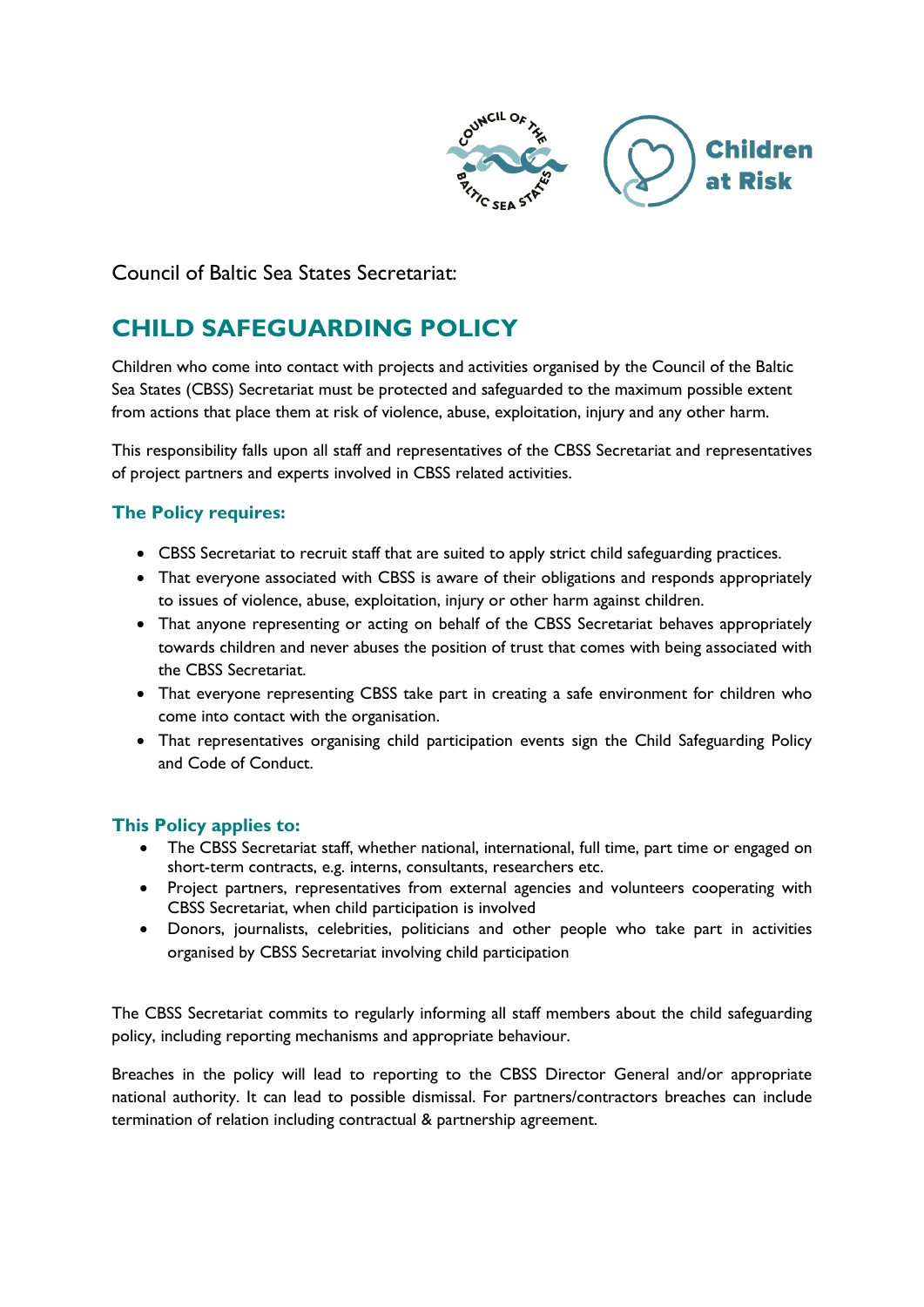Council of Baltic Sea States Secretariat:

# CHILD SAFEGUARDING POLICY

Children who come into contact with projects and activities organised by the Council of the Baltic Sea States (CBSS) Secretariat must be protected and safeguarded to the maximum possible extent from actions that place them at risk of violence, abuse, exploitation, injury and any other harm.

This responsibility falls upon all staff and representatives of the CBSS Secretariat and representatives of project partners and experts involved in CBSS related activities.

### The Policy requires:

- CBSS Secretariat to recruit staff that are suited to apply strict child safeguarding practices.
- That everyone associated with CBSS is aware of their obligations and responds appropriately to issues of violence, abuse, exploitation, injury or other harm against children.
- That anyone representing or acting on behalf of the CBSS Secretariat behaves appropriately towards children and never abuses the position of trust that comes with being associated with the CBSS Secretariat.
- That everyone representing CBSS take part in creating a safe environment for children who come into contact with the organisation.
- That representatives organising child participation events sign the Child Safeguarding Policy and Code of Conduct.

### This Policy applies to:

- The CBSS Secretariat staff, whether national, international, full time, part time or engaged on short-term contracts, e.g. interns, consultants, researchers etc.
- Project partners, representatives from external agencies and volunteers cooperating with CBSS Secretariat, when child participation is involved
- Donors, journalists, celebrities, politicians and other people who take part in activities organised by CBSS Secretariat involving child participation

The CBSS Secretariat commits to regularly informing all staff members about the child safeguarding policy, including reporting mechanisms and appropriate behaviour.

Breaches in the policy will lead to reporting to the CBSS Director General and/or appropriate national authority. It can lead to possible dismissal. For partners/contractors breaches can include termination of relation including contractual & partnership agreement.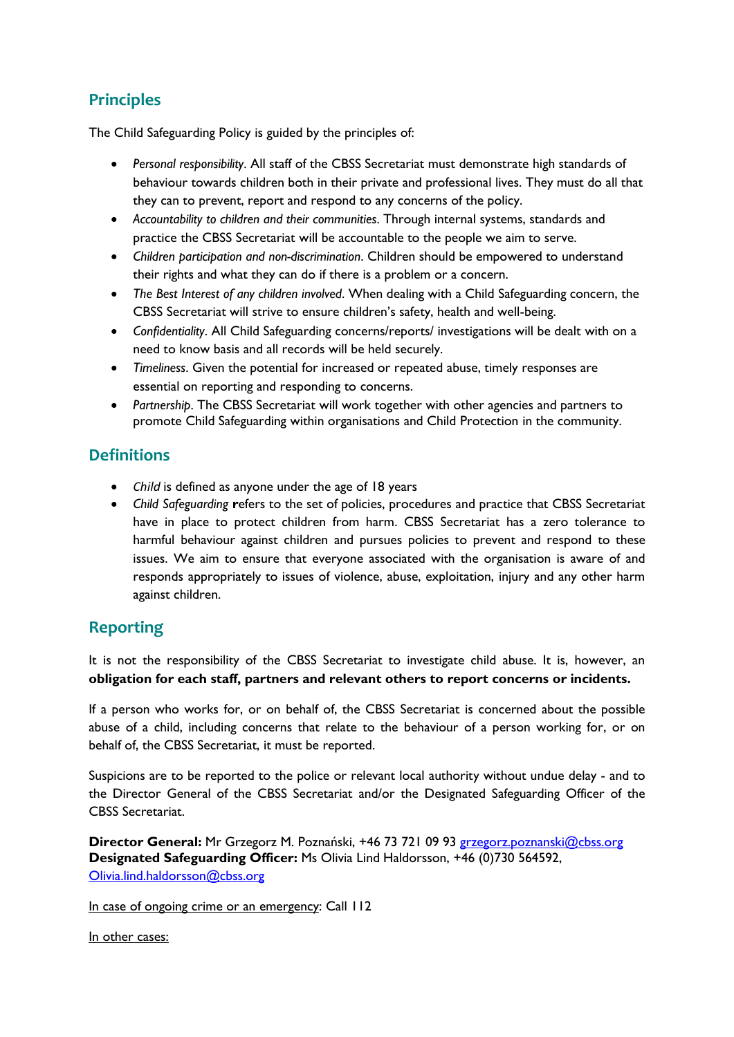## Principles

The Child Safeguarding Policy is guided by the principles of:

- *Personal responsibility*. All staff of the CBSS Secretariat must demonstrate high standards of behaviour towards children both in their private and professional lives. They must do all that they can to prevent, report and respond to any concerns of the policy.
- *Accountability to children and their communities*. Through internal systems, standards and practice the CBSS Secretariat will be accountable to the people we aim to serve.
- *Children participation and non-discrimination*. Children should be empowered to understand their rights and what they can do if there is a problem or a concern.
- *The Best Interest of any children involved*. When dealing with a Child Safeguarding concern, the CBSS Secretariat will strive to ensure children's safety, health and well-being.
- *Confidentiality*. All Child Safeguarding concerns/reports/ investigations will be dealt with on a need to know basis and all records will be held securely.
- *Timeliness*. Given the potential for increased or repeated abuse, timely responses are essential on reporting and responding to concerns.
- *Partnership*. The CBSS Secretariat will work together with other agencies and partners to promote Child Safeguarding within organisations and Child Protection in the community.

## Definitions

- *Child* is defined as anyone under the age of 18 years
- *Child Safeguarding* **r**efers to the set of policies, procedures and practice that CBSS Secretariat have in place to protect children from harm. CBSS Secretariat has a zero tolerance to harmful behaviour against children and pursues policies to prevent and respond to these issues. We aim to ensure that everyone associated with the organisation is aware of and responds appropriately to issues of violence, abuse, exploitation, injury and any other harm against children.

## Reporting

It is not the responsibility of the CBSS Secretariat to investigate child abuse. It is, however, an **obligation for each staff, partners and relevant others to report concerns or incidents.**

If a person who works for, or on behalf of, the CBSS Secretariat is concerned about the possible abuse of a child, including concerns that relate to the behaviour of a person working for, or on behalf of, the CBSS Secretariat, it must be reported.

Suspicions are to be reported to the police or relevant local authority without undue delay - and to the Director General of the CBSS Secretariat and/or the Designated Safeguarding Officer of the CBSS Secretariat.

**Director General:** Mr Grzegorz M. Poznański, +46 73 721 09 93 grzegorz.poznanski@cbss.org
**Designated Safeguarding Officer:** Ms Olivia Lind Haldorsson, +46 (0)730 564592, Olivia.lind.haldorsson@cbss.org

In case of ongoing crime or an emergency: Call 112

In other cases: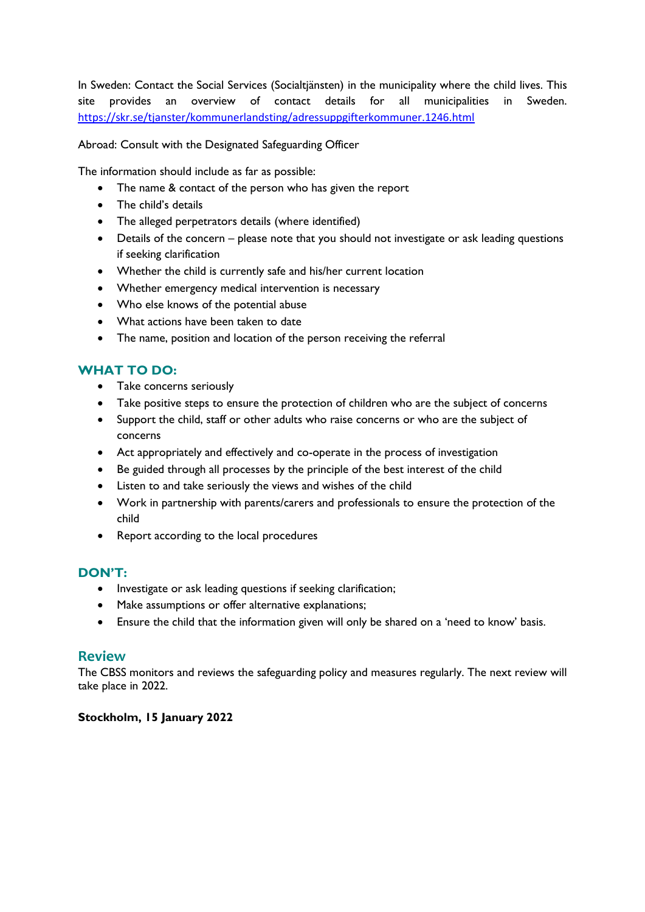In Sweden: Contact the Social Services (Socialtjänsten) in the municipality where the child lives. This site provides an overview of contact details for all municipalities in Sweden. https://skr.se/tjanster/kommunerlandsting/adressuppgifterkommuner.1246.html

Abroad: Consult with the Designated Safeguarding Officer

The information should include as far as possible:

- The name & contact of the person who has given the report
- The child's details
- The alleged perpetrators details (where identified)
- Details of the concern – please note that you should not investigate or ask leading questions if seeking clarification
- Whether the child is currently safe and his/her current location
- Whether emergency medical intervention is necessary
- Who else knows of the potential abuse
- What actions have been taken to date
- The name, position and location of the person receiving the referral

## WHAT TO DO:

- Take concerns seriously
- Take positive steps to ensure the protection of children who are the subject of concerns
- Support the child, staff or other adults who raise concerns or who are the subject of concerns
- Act appropriately and effectively and co-operate in the process of investigation
- Be guided through all processes by the principle of the best interest of the child
- Listen to and take seriously the views and wishes of the child
- Work in partnership with parents/carers and professionals to ensure the protection of the child
- Report according to the local procedures

## DON'T:

- Investigate or ask leading questions if seeking clarification;
- Make assumptions or offer alternative explanations;
- Ensure the child that the information given will only be shared on a 'need to know' basis.

## Review

The CBSS monitors and reviews the safeguarding policy and measures regularly. The next review will take place in 2022.

**Stockholm, 15 January 2022**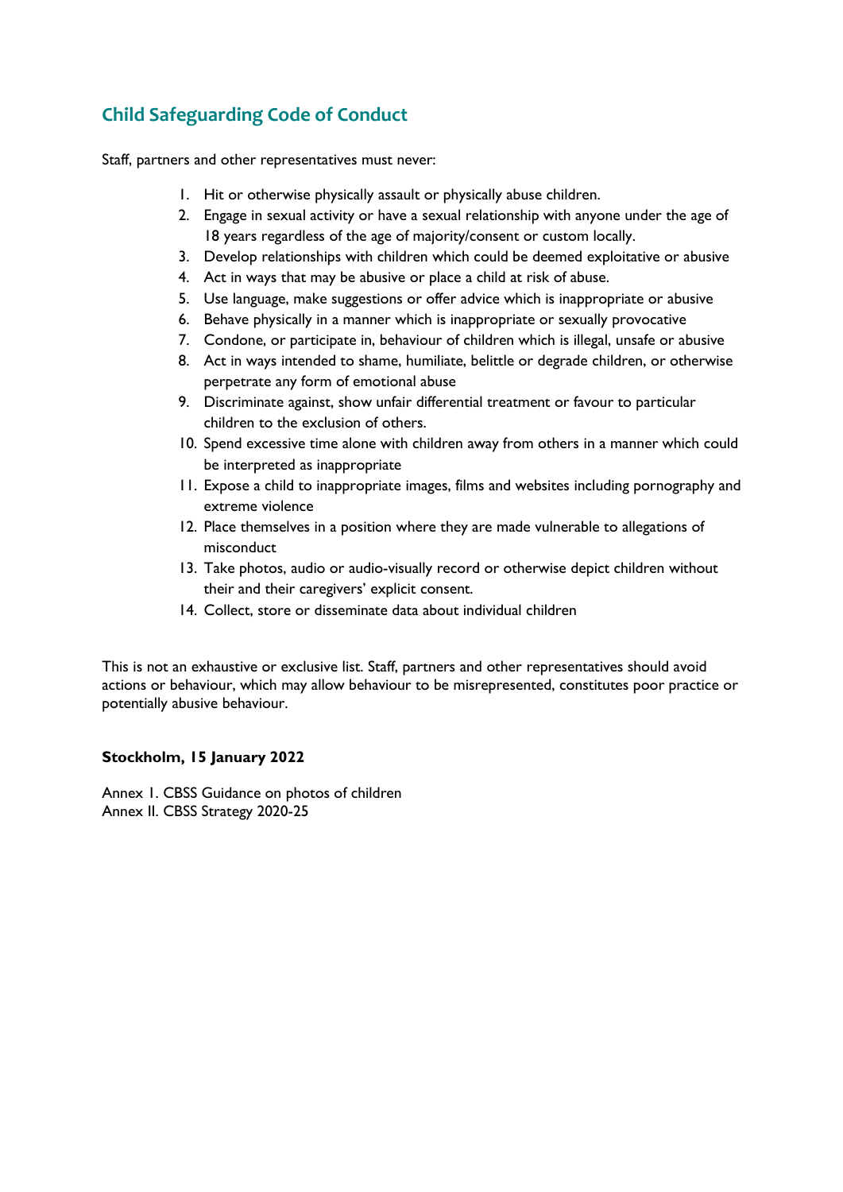## Child Safeguarding Code of Conduct

Staff, partners and other representatives must never:

1. Hit or otherwise physically assault or physically abuse children.
2. Engage in sexual activity or have a sexual relationship with anyone under the age of 18 years regardless of the age of majority/consent or custom locally.
3. Develop relationships with children which could be deemed exploitative or abusive
4. Act in ways that may be abusive or place a child at risk of abuse.
5. Use language, make suggestions or offer advice which is inappropriate or abusive
6. Behave physically in a manner which is inappropriate or sexually provocative
7. Condone, or participate in, behaviour of children which is illegal, unsafe or abusive
8. Act in ways intended to shame, humiliate, belittle or degrade children, or otherwise perpetrate any form of emotional abuse
9. Discriminate against, show unfair differential treatment or favour to particular children to the exclusion of others.
10. Spend excessive time alone with children away from others in a manner which could be interpreted as inappropriate
11. Expose a child to inappropriate images, films and websites including pornography and extreme violence
12. Place themselves in a position where they are made vulnerable to allegations of misconduct
13. Take photos, audio or audio-visually record or otherwise depict children without their and their caregivers' explicit consent.
14. Collect, store or disseminate data about individual children

This is not an exhaustive or exclusive list. Staff, partners and other representatives should avoid actions or behaviour, which may allow behaviour to be misrepresented, constitutes poor practice or potentially abusive behaviour.

**Stockholm, 15 January 2022**

Annex 1. CBSS Guidance on photos of children
Annex II. CBSS Strategy 2020-25